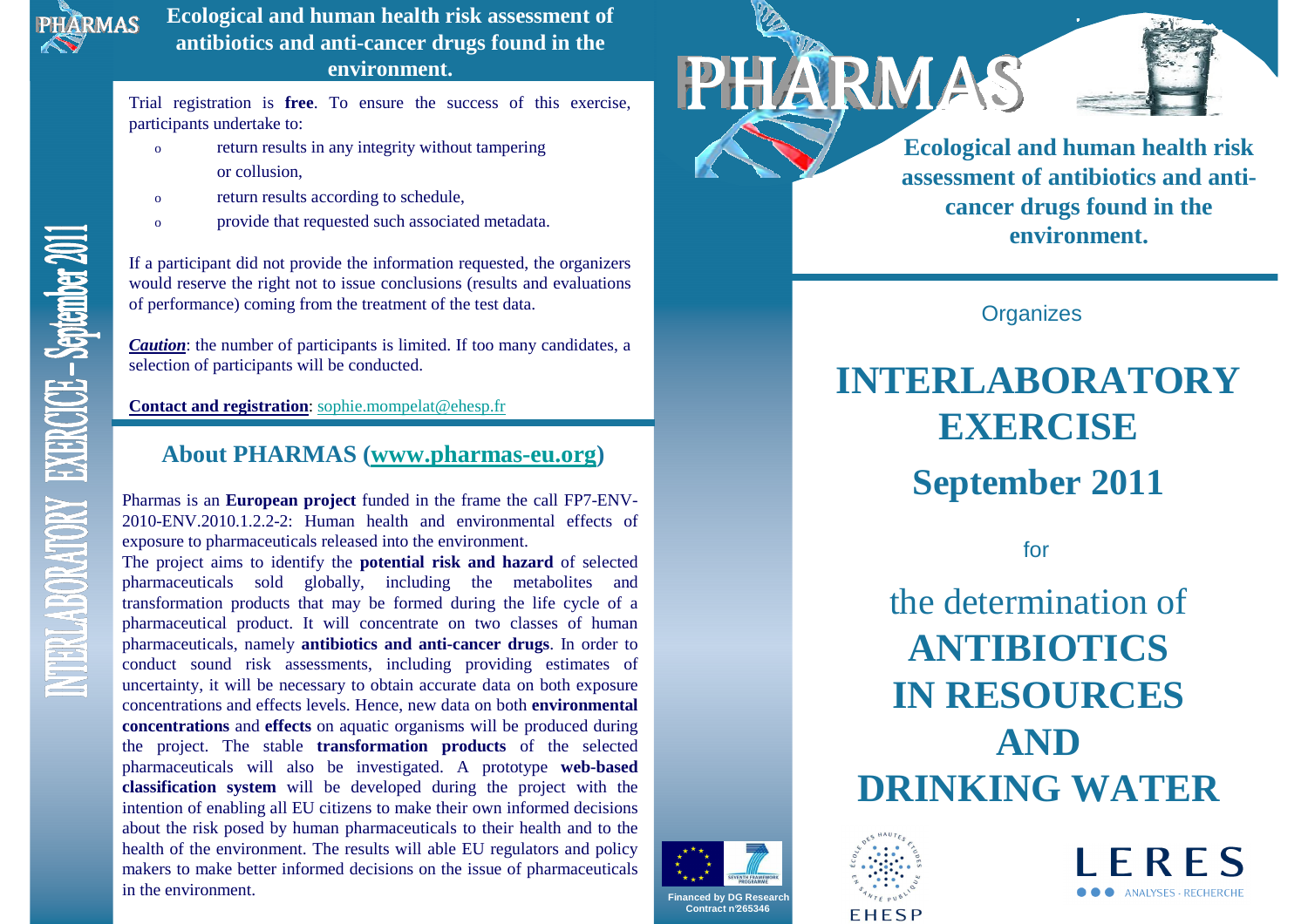# Ecological and human health risk assessment of antibiotics and anti-cancer drugs found in the environment.

Trial registration is **free**. To ensure the success of this exercise, participants undertake to:

- return results in any integrity without tampering or collusion,
- return results according to schedule,
- provide that requested such associated metadata.

If a participant did not provide the information requested, the organizers would reserve the right not to issue conclusions (results and evaluations of performance) coming from the treatment of the test data.

***Caution***: the number of participants is limited. If too many candidates, a selection of participants will be conducted.

**Contact and registration**: sophie.mompelat@ehesp.fr

## About PHARMAS (www.pharmas-eu.org)

Pharmas is an **European project** funded in the frame the call FP7-ENV-2010-ENV.2010.1.2.2-2: Human health and environmental effects of exposure to pharmaceuticals released into the environment.

The project aims to identify the **potential risk and hazard** of selected pharmaceuticals sold globally, including the metabolites and transformation products that may be formed during the life cycle of a pharmaceutical product. It will concentrate on two classes of human pharmaceuticals, namely **antibiotics and anti-cancer drugs**. In order to conduct sound risk assessments, including providing estimates of uncertainty, it will be necessary to obtain accurate data on both exposure concentrations and effects levels. Hence, new data on both **environmental concentrations** and **effects** on aquatic organisms will be produced during the project. The stable **transformation products** of the selected pharmaceuticals will also be investigated. A prototype **web-based classification system** will be developed during the project with the intention of enabling all EU citizens to make their own informed decisions about the risk posed by human pharmaceuticals to their health and to the health of the environment. The results will able EU regulators and policy makers to make better informed decisions on the issue of pharmaceuticals in the environment.

INTERLABORATORY EXERCICE – September 2011

Financed by DG Research Contract n°265346

# PHARMAS

**Ecological and human health risk assessment of antibiotics and anti-cancer drugs found in the environment.**

Organizes

# INTERLABORATORY EXERCISE

## September 2011

for

the determination of

# ANTIBIOTICS IN RESOURCES AND DRINKING WATER

EHESP

LERES ANALYSES - RECHERCHE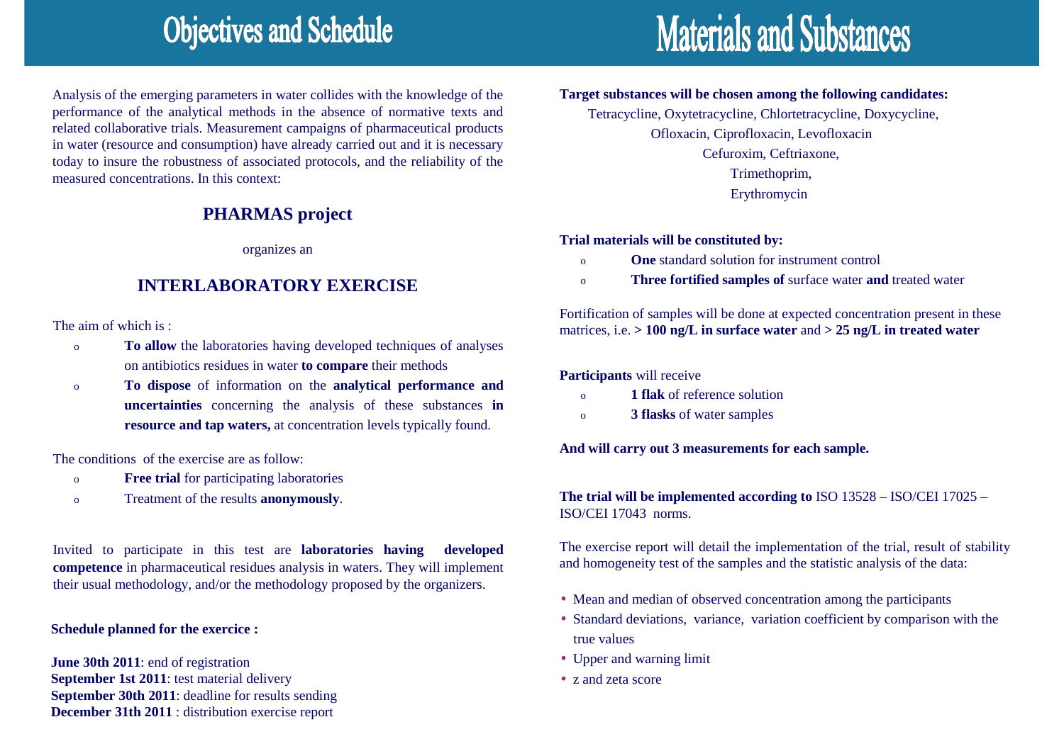# Objectives and Schedule

Analysis of the emerging parameters in water collides with the knowledge of the performance of the analytical methods in the absence of normative texts and related collaborative trials. Measurement campaigns of pharmaceutical products in water (resource and consumption) have already carried out and it is necessary today to insure the robustness of associated protocols, and the reliability of the measured concentrations. In this context:

### PHARMAS project

organizes an

### INTERLABORATORY EXERCISE

The aim of which is :

- **To allow** the laboratories having developed techniques of analyses on antibiotics residues in water **to compare** their methods
- **To dispose** of information on the **analytical performance and uncertainties** concerning the analysis of these substances **in resource and tap waters,** at concentration levels typically found.

The conditions of the exercise are as follow:

- **Free trial** for participating laboratories
- Treatment of the results **anonymously**.

Invited to participate in this test are **laboratories having developed competence** in pharmaceutical residues analysis in waters. They will implement their usual methodology, and/or the methodology proposed by the organizers.

**Schedule planned for the exercice :**

**June 30th 2011**: end of registration
**September 1st 2011**: test material delivery
**September 30th 2011**: deadline for results sending
**December 31th 2011** : distribution exercise report

# Materials and Substances

**Target substances will be chosen among the following candidates:**

Tetracycline, Oxytetracycline, Chlortetracycline, Doxycycline,
Ofloxacin, Ciprofloxacin, Levofloxacin
Cefuroxim, Ceftriaxone,
Trimethoprim,
Erythromycin

**Trial materials will be constituted by:**

- **One** standard solution for instrument control
- **Three fortified samples of** surface water **and** treated water

Fortification of samples will be done at expected concentration present in these matrices, i.e. **> 100 ng/L in surface water** and **> 25 ng/L in treated water**

**Participants** will receive

- **1 flak** of reference solution
- **3 flasks** of water samples

**And will carry out 3 measurements for each sample.**

**The trial will be implemented according to** ISO 13528 – ISO/CEI 17025 – ISO/CEI 17043 norms.

The exercise report will detail the implementation of the trial, result of stability and homogeneity test of the samples and the statistic analysis of the data:

- Mean and median of observed concentration among the participants
- Standard deviations, variance, variation coefficient by comparison with the true values
- Upper and warning limit
- z and zeta score